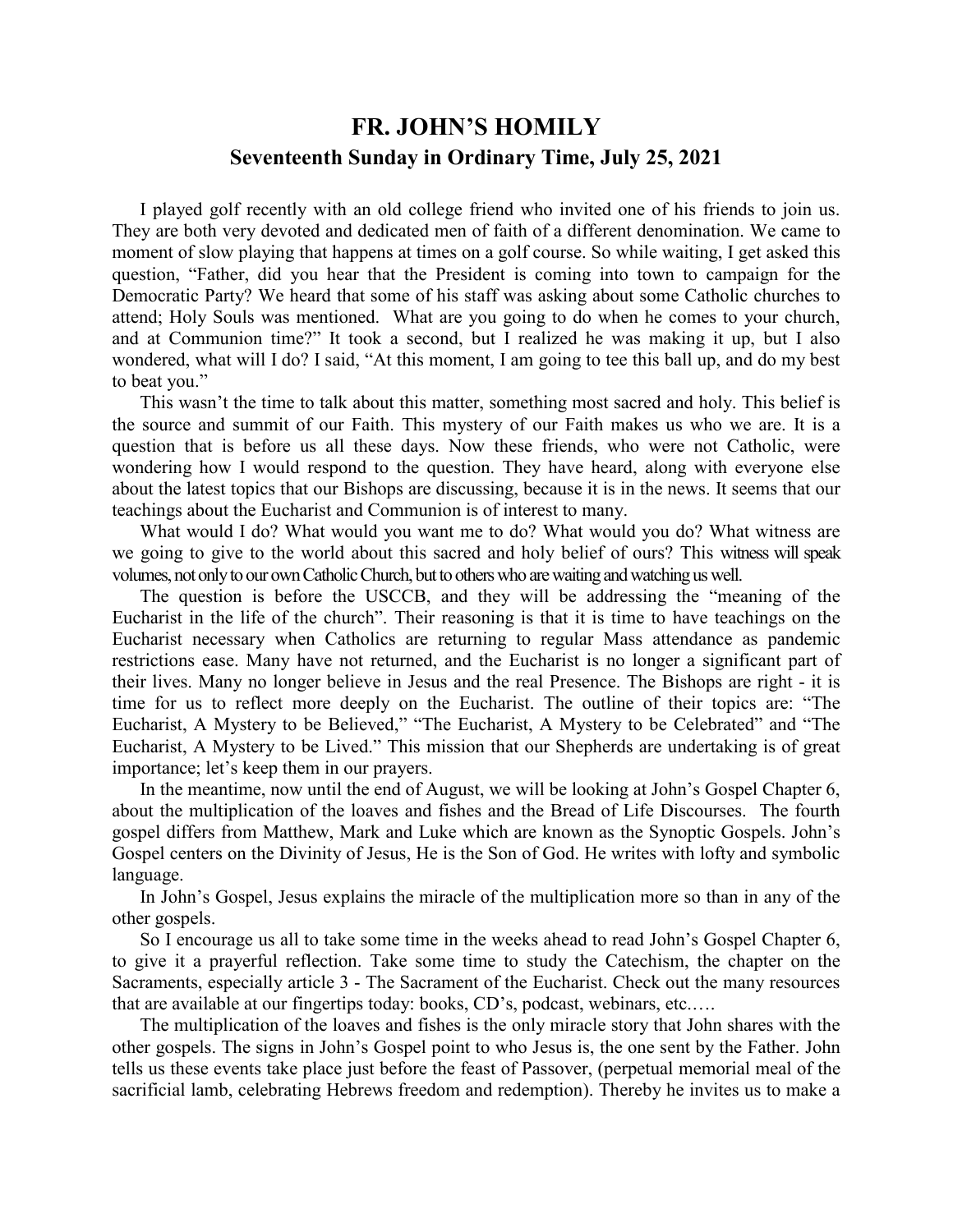# FR. JOHN'S HOMILY

## Seventeenth Sunday in Ordinary Time, July 25, 2021

I played golf recently with an old college friend who invited one of his friends to join us. They are both very devoted and dedicated men of faith of a different denomination. We came to moment of slow playing that happens at times on a golf course. So while waiting, I get asked this question, "Father, did you hear that the President is coming into town to campaign for the Democratic Party? We heard that some of his staff was asking about some Catholic churches to attend; Holy Souls was mentioned. What are you going to do when he comes to your church, and at Communion time?" It took a second, but I realized he was making it up, but I also wondered, what will I do? I said, "At this moment, I am going to tee this ball up, and do my best to beat you."

This wasn't the time to talk about this matter, something most sacred and holy. This belief is the source and summit of our Faith. This mystery of our Faith makes us who we are. It is a question that is before us all these days. Now these friends, who were not Catholic, were wondering how I would respond to the question. They have heard, along with everyone else about the latest topics that our Bishops are discussing, because it is in the news. It seems that our teachings about the Eucharist and Communion is of interest to many.

What would I do? What would you want me to do? What would you do? What witness are we going to give to the world about this sacred and holy belief of ours? This witness will speak volumes, not only to our own Catholic Church, but to others who are waiting and watching us well.

The question is before the USCCB, and they will be addressing the "meaning of the Eucharist in the life of the church". Their reasoning is that it is time to have teachings on the Eucharist necessary when Catholics are returning to regular Mass attendance as pandemic restrictions ease. Many have not returned, and the Eucharist is no longer a significant part of their lives. Many no longer believe in Jesus and the real Presence. The Bishops are right - it is time for us to reflect more deeply on the Eucharist. The outline of their topics are: "The Eucharist, A Mystery to be Believed," "The Eucharist, A Mystery to be Celebrated" and "The Eucharist, A Mystery to be Lived." This mission that our Shepherds are undertaking is of great importance; let's keep them in our prayers.

In the meantime, now until the end of August, we will be looking at John's Gospel Chapter 6, about the multiplication of the loaves and fishes and the Bread of Life Discourses. The fourth gospel differs from Matthew, Mark and Luke which are known as the Synoptic Gospels. John's Gospel centers on the Divinity of Jesus, He is the Son of God. He writes with lofty and symbolic language.

In John's Gospel, Jesus explains the miracle of the multiplication more so than in any of the other gospels.

So I encourage us all to take some time in the weeks ahead to read John's Gospel Chapter 6, to give it a prayerful reflection. Take some time to study the Catechism, the chapter on the Sacraments, especially article 3 - The Sacrament of the Eucharist. Check out the many resources that are available at our fingertips today: books, CD's, podcast, webinars, etc.….

The multiplication of the loaves and fishes is the only miracle story that John shares with the other gospels. The signs in John's Gospel point to who Jesus is, the one sent by the Father. John tells us these events take place just before the feast of Passover, (perpetual memorial meal of the sacrificial lamb, celebrating Hebrews freedom and redemption). Thereby he invites us to make a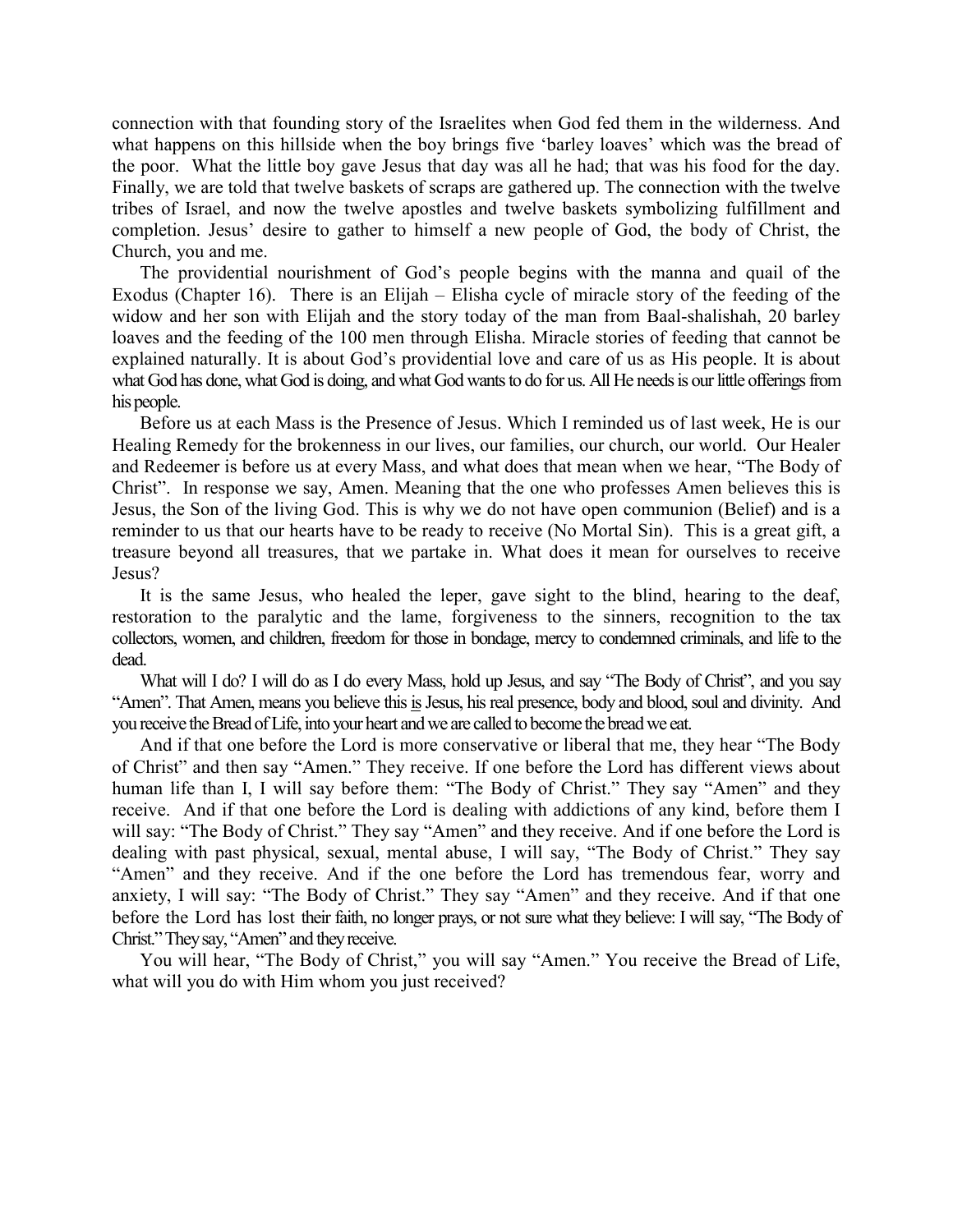connection with that founding story of the Israelites when God fed them in the wilderness. And what happens on this hillside when the boy brings five 'barley loaves' which was the bread of the poor. What the little boy gave Jesus that day was all he had; that was his food for the day. Finally, we are told that twelve baskets of scraps are gathered up. The connection with the twelve tribes of Israel, and now the twelve apostles and twelve baskets symbolizing fulfillment and completion. Jesus' desire to gather to himself a new people of God, the body of Christ, the Church, you and me.

The providential nourishment of God's people begins with the manna and quail of the Exodus (Chapter 16). There is an Elijah – Elisha cycle of miracle story of the feeding of the widow and her son with Elijah and the story today of the man from Baal-shalishah, 20 barley loaves and the feeding of the 100 men through Elisha. Miracle stories of feeding that cannot be explained naturally. It is about God's providential love and care of us as His people. It is about what God has done, what God is doing, and what God wants to do for us. All He needs is our little offerings from his people.

Before us at each Mass is the Presence of Jesus. Which I reminded us of last week, He is our Healing Remedy for the brokenness in our lives, our families, our church, our world. Our Healer and Redeemer is before us at every Mass, and what does that mean when we hear, "The Body of Christ". In response we say, Amen. Meaning that the one who professes Amen believes this is Jesus, the Son of the living God. This is why we do not have open communion (Belief) and is a reminder to us that our hearts have to be ready to receive (No Mortal Sin). This is a great gift, a treasure beyond all treasures, that we partake in. What does it mean for ourselves to receive Jesus?

It is the same Jesus, who healed the leper, gave sight to the blind, hearing to the deaf, restoration to the paralytic and the lame, forgiveness to the sinners, recognition to the tax collectors, women, and children, freedom for those in bondage, mercy to condemned criminals, and life to the dead.

What will I do? I will do as I do every Mass, hold up Jesus, and say "The Body of Christ", and you say "Amen". That Amen, means you believe this <u>is</u> Jesus, his real presence, body and blood, soul and divinity. And you receive the Bread of Life, into your heart and we are called to become the bread we eat.

And if that one before the Lord is more conservative or liberal that me, they hear "The Body of Christ" and then say "Amen." They receive. If one before the Lord has different views about human life than I, I will say before them: "The Body of Christ." They say "Amen" and they receive. And if that one before the Lord is dealing with addictions of any kind, before them I will say: "The Body of Christ." They say "Amen" and they receive. And if one before the Lord is dealing with past physical, sexual, mental abuse, I will say, "The Body of Christ." They say "Amen" and they receive. And if the one before the Lord has tremendous fear, worry and anxiety, I will say: "The Body of Christ." They say "Amen" and they receive. And if that one before the Lord has lost their faith, no longer prays, or not sure what they believe: I will say, "The Body of Christ." They say, "Amen" and they receive.

You will hear, "The Body of Christ," you will say "Amen." You receive the Bread of Life, what will you do with Him whom you just received?